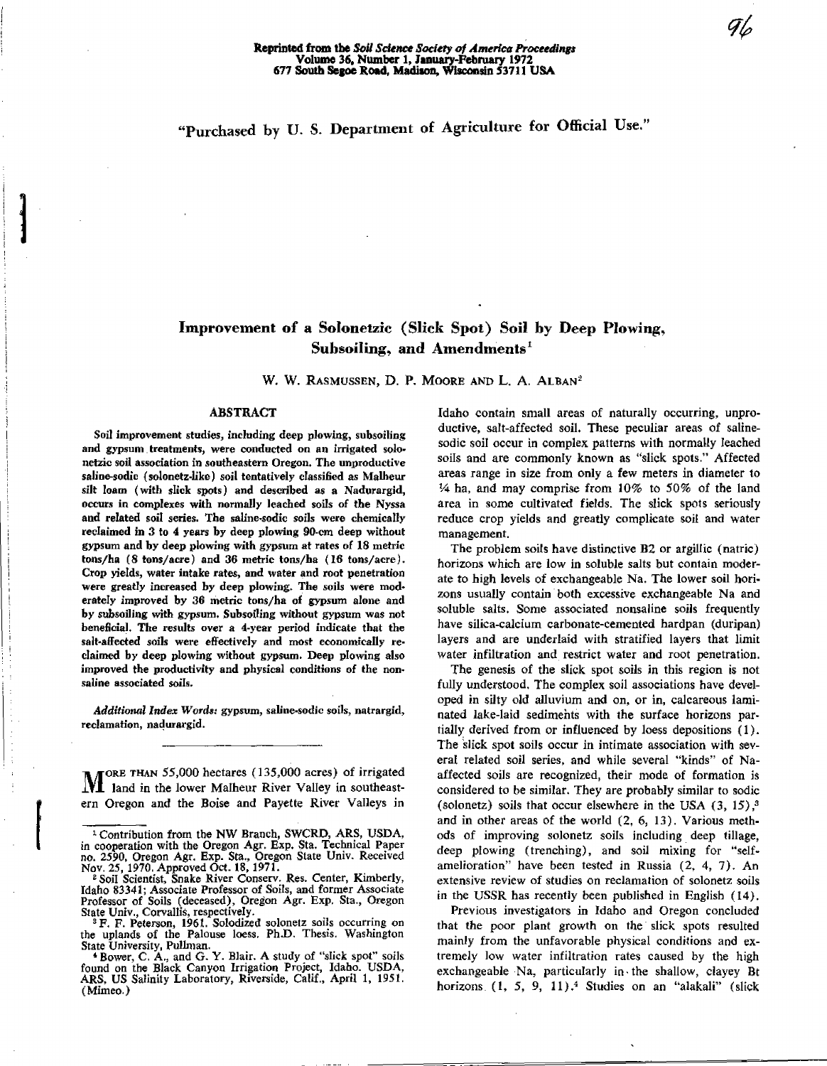Reprinted from the *Soil Science Society of America Proceedings*
Volume 36, Number 1, January-February 1972
677 South Segoe Road, Madison, Wisconsin 53711 USA

"Purchased by U. S. Department of Agriculture for Official Use."

# Improvement of a Solonetzic (Slick Spot) Soil by Deep Plowing, Subsoiling, and Amendments[1]

W. W. RASMUSSEN, D. P. MOORE AND L. A. ALBAN[2]

## ABSTRACT

Soil improvement studies, including deep plowing, subsoiling and gypsum treatments, were conducted on an irrigated solonetzic soil association in southeastern Oregon. The unproductive saline-sodic (solonetz-like) soil tentatively classified as Malheur silt loam (with slick spots) and described as a Nadurargid, occurs in complexes with normally leached soils of the Nyssa and related soil series. The saline-sodic soils were chemically reclaimed in 3 to 4 years by deep plowing 90-cm deep without gypsum and by deep plowing with gypsum at rates of 18 metric tons/ha (8 tons/acre) and 36 metric tons/ha (16 tons/acre). Crop yields, water intake rates, and water and root penetration were greatly increased by deep plowing. The soils were moderately improved by 36 metric tons/ha of gypsum alone and by subsoiling with gypsum. Subsoiling without gypsum was not beneficial. The results over a 4-year period indicate that the salt-affected soils were effectively and most economically reclaimed by deep plowing without gypsum. Deep plowing also improved the productivity and physical conditions of the nonsaline associated soils.

*Additional Index Words:* gypsum, saline-sodic soils, natrargid, reclamation, nadurargid.

---

MORE THAN 55,000 hectares (135,000 acres) of irrigated land in the lower Malheur River Valley in southeastern Oregon and the Boise and Payette River Valleys in Idaho contain small areas of naturally occurring, unproductive, salt-affected soil. These peculiar areas of saline-sodic soil occur in complex patterns with normally leached soils and are commonly known as "slick spots." Affected areas range in size from only a few meters in diameter to ¼ ha, and may comprise from 10% to 50% of the land area in some cultivated fields. The slick spots seriously reduce crop yields and greatly complicate soil and water management.

The problem soils have distinctive B2 or argillic (natric) horizons which are low in soluble salts but contain moderate to high levels of exchangeable Na. The lower soil horizons usually contain both excessive exchangeable Na and soluble salts. Some associated nonsaline soils frequently have silica-calcium carbonate-cemented hardpan (duripan) layers and are underlaid with stratified layers that limit water infiltration and restrict water and root penetration.

The genesis of the slick spot soils in this region is not fully understood. The complex soil associations have developed in silty old alluvium and on, or in, calcareous laminated lake-laid sediments with the surface horizons partially derived from or influenced by loess depositions (1). The slick spot soils occur in intimate association with several related soil series, and while several "kinds" of Na-affected soils are recognized, their mode of formation is considered to be similar. They are probably similar to sodic (solonetz) soils that occur elsewhere in the USA (3, 15),[3] and in other areas of the world (2, 6, 13). Various methods of improving solonetz soils including deep tillage, deep plowing (trenching), and soil mixing for "self-amelioration" have been tested in Russia (2, 4, 7). An extensive review of studies on reclamation of solonetz soils in the USSR has recently been published in English (14).

Previous investigators in Idaho and Oregon concluded that the poor plant growth on the slick spots resulted mainly from the unfavorable physical conditions and extremely low water infiltration rates caused by the high exchangeable Na, particularly in the shallow, clayey Bt horizons (1, 5, 9, 11).[4] Studies on an "alakali" (slick

---

[1] Contribution from the NW Branch, SWCRD, ARS, USDA, in cooperation with the Oregon Agr. Exp. Sta. Technical Paper no. 2590, Oregon Agr. Exp. Sta., Oregon State Univ. Received Nov. 25, 1970. Approved Oct. 18, 1971.

[2] Soil Scientist, Snake River Conserv. Res. Center, Kimberly, Idaho 83341; Associate Professor of Soils, and former Associate Professor of Soils (deceased), Oregon Agr. Exp. Sta., Oregon State Univ., Corvallis, respectively.

[3] F. F. Peterson, 1961. Solodized solonetz soils occurring on the uplands of the Palouse loess. Ph.D. Thesis. Washington State University, Pullman.

[4] Bower, C. A., and G. Y. Blair. A study of "slick spot" soils found on the Black Canyon Irrigation Project, Idaho. USDA, ARS, US Salinity Laboratory, Riverside, Calif., April 1, 1951. (Mimeo.)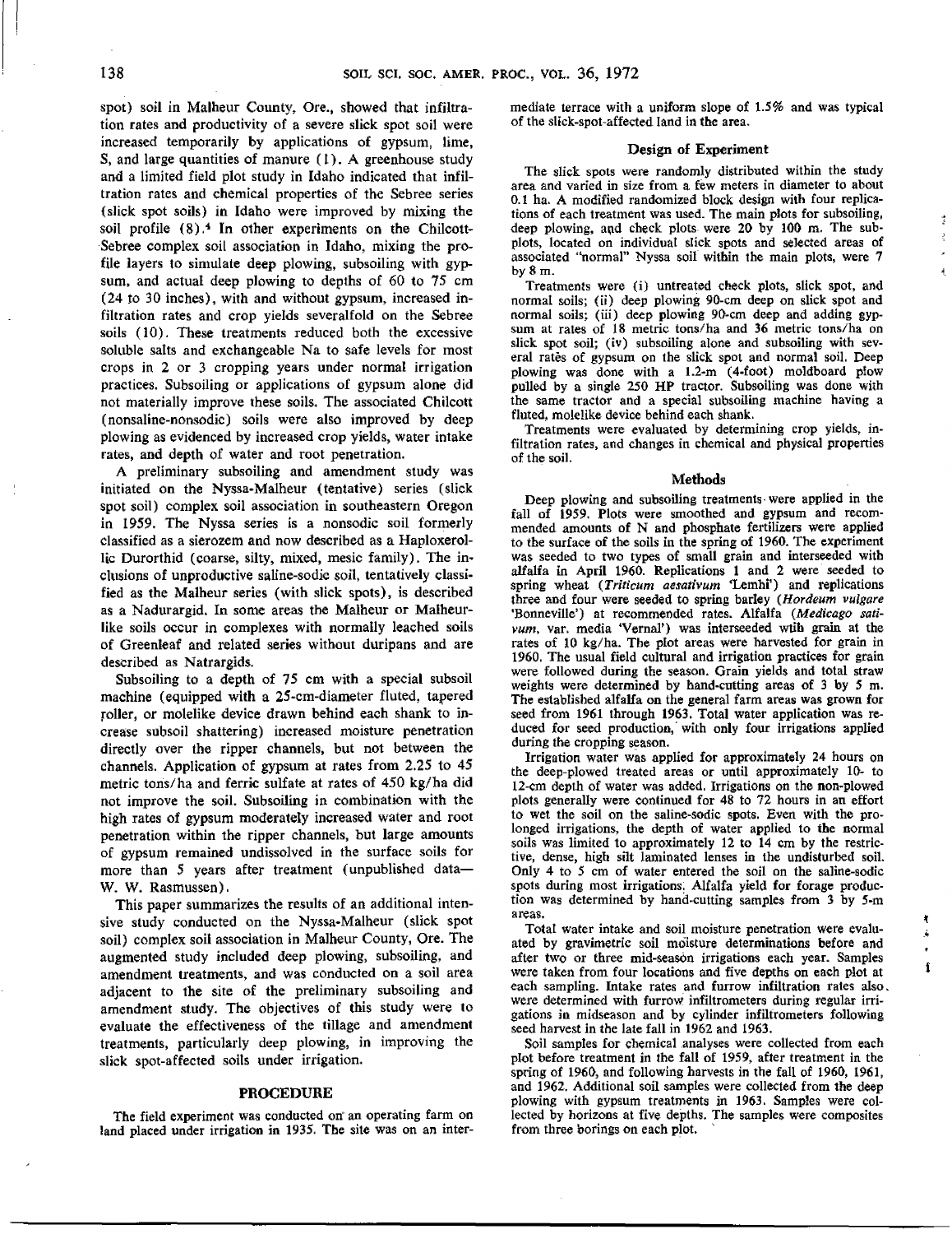spot) soil in Malheur County, Ore., showed that infiltration rates and productivity of a severe slick spot soil were increased temporarily by applications of gypsum, lime, S, and large quantities of manure (1). A greenhouse study and a limited field plot study in Idaho indicated that infiltration rates and chemical properties of the Sebree series (slick spot soils) in Idaho were improved by mixing the soil profile (8).[4] In other experiments on the Chilcott-Sebree complex soil association in Idaho, mixing the profile layers to simulate deep plowing, subsoiling with gypsum, and actual deep plowing to depths of 60 to 75 cm (24 to 30 inches), with and without gypsum, increased infiltration rates and crop yields severalfold on the Sebree soils (10). These treatments reduced both the excessive soluble salts and exchangeable Na to safe levels for most crops in 2 or 3 cropping years under normal irrigation practices. Subsoiling or applications of gypsum alone did not materially improve these soils. The associated Chilcott (nonsaline-nonsodic) soils were also improved by deep plowing as evidenced by increased crop yields, water intake rates, and depth of water and root penetration.

A preliminary subsoiling and amendment study was initiated on the Nyssa-Malheur (tentative) series (slick spot soil) complex soil association in southeastern Oregon in 1959. The Nyssa series is a nonsodic soil formerly classified as a sierozem and now described as a Haploxerollic Durorthid (coarse, silty, mixed, mesic family). The inclusions of unproductive saline-sodic soil, tentatively classified as the Malheur series (with slick spots), is described as a Nadurargid. In some areas the Malheur or Malheur-like soils occur in complexes with normally leached soils of Greenleaf and related series without duripans and are described as Natrargids.

Subsoiling to a depth of 75 cm with a special subsoil machine (equipped with a 25-cm-diameter fluted, tapered roller, or molelike device drawn behind each shank to increase subsoil shattering) increased moisture penetration directly over the ripper channels, but not between the channels. Application of gypsum at rates from 2.25 to 45 metric tons/ha and ferric sulfate at rates of 450 kg/ha did not improve the soil. Subsoiling in combination with the high rates of gypsum moderately increased water and root penetration within the ripper channels, but large amounts of gypsum remained undissolved in the surface soils for more than 5 years after treatment (unpublished data—W. W. Rasmussen).

This paper summarizes the results of an additional intensive study conducted on the Nyssa-Malheur (slick spot soil) complex soil association in Malheur County, Ore. The augmented study included deep plowing, subsoiling, and amendment treatments, and was conducted on a soil area adjacent to the site of the preliminary subsoiling and amendment study. The objectives of this study were to evaluate the effectiveness of the tillage and amendment treatments, particularly deep plowing, in improving the slick spot-affected soils under irrigation.

## PROCEDURE

The field experiment was conducted on an operating farm on land placed under irrigation in 1935. The site was on an intermediate terrace with a uniform slope of 1.5% and was typical of the slick-spot-affected land in the area.

### Design of Experiment

The slick spots were randomly distributed within the study area and varied in size from a few meters in diameter to about 0.1 ha. A modified randomized block design with four replications of each treatment was used. The main plots for subsoiling, deep plowing, and check plots were 20 by 100 m. The subplots, located on individual slick spots and selected areas of associated "normal" Nyssa soil within the main plots, were 7 by 8 m.

Treatments were (i) untreated check plots, slick spot, and normal soils; (ii) deep plowing 90-cm deep on slick spot and normal soils; (iii) deep plowing 90-cm deep and adding gypsum at rates of 18 metric tons/ha and 36 metric tons/ha on slick spot soil; (iv) subsoiling alone and subsoiling with several rates of gypsum on the slick spot and normal soil. Deep plowing was done with a 1.2-m (4-foot) moldboard plow pulled by a single 250 HP tractor. Subsoiling was done with the same tractor and a special subsoiling machine having a fluted, molelike device behind each shank.

Treatments were evaluated by determining crop yields, infiltration rates, and changes in chemical and physical properties of the soil.

### Methods

Deep plowing and subsoiling treatments were applied in the fall of 1959. Plots were smoothed and gypsum and recommended amounts of N and phosphate fertilizers were applied to the surface of the soils in the spring of 1960. The experiment was seeded to two types of small grain and interseeded with alfalfa in April 1960. Replications 1 and 2 were seeded to spring wheat (*Triticum aesativum* 'Lemhi') and replications three and four were seeded to spring barley (*Hordeum vulgare* 'Bonneville') at recommended rates. Alfalfa (*Medicago sativum*, var. media 'Vernal') was interseeded with grain at the rates of 10 kg/ha. The plot areas were harvested for grain in 1960. The usual field cultural and irrigation practices for grain were followed during the season. Grain yields and total straw weights were determined by hand-cutting areas of 3 by 5 m. The established alfalfa on the general farm areas was grown for seed from 1961 through 1963. Total water application was reduced for seed production, with only four irrigations applied during the cropping season.

Irrigation water was applied for approximately 24 hours on the deep-plowed treated areas or until approximately 10- to 12-cm depth of water was added. Irrigations on the non-plowed plots generally were continued for 48 to 72 hours in an effort to wet the soil on the saline-sodic spots. Even with the prolonged irrigations, the depth of water applied to the normal soils was limited to approximately 12 to 14 cm by the restrictive, dense, high silt laminated lenses in the undisturbed soil. Only 4 to 5 cm of water entered the soil on the saline-sodic spots during most irrigations. Alfalfa yield for forage production was determined by hand-cutting samples from 3 by 5-m areas.

Total water intake and soil moisture penetration were evaluated by gravimetric soil moisture determinations before and after two or three mid-season irrigations each year. Samples were taken from four locations and five depths on each plot at each sampling. Intake rates and furrow infiltration rates also were determined with furrow infiltrometers during regular irrigations in midseason and by cylinder infiltrometers following seed harvest in the late fall in 1962 and 1963.

Soil samples for chemical analyses were collected from each plot before treatment in the fall of 1959, after treatment in the spring of 1960, and following harvests in the fall of 1960, 1961, and 1962. Additional soil samples were collected from the deep plowing with gypsum treatments in 1963. Samples were collected by horizons at five depths. The samples were composites from three borings on each plot.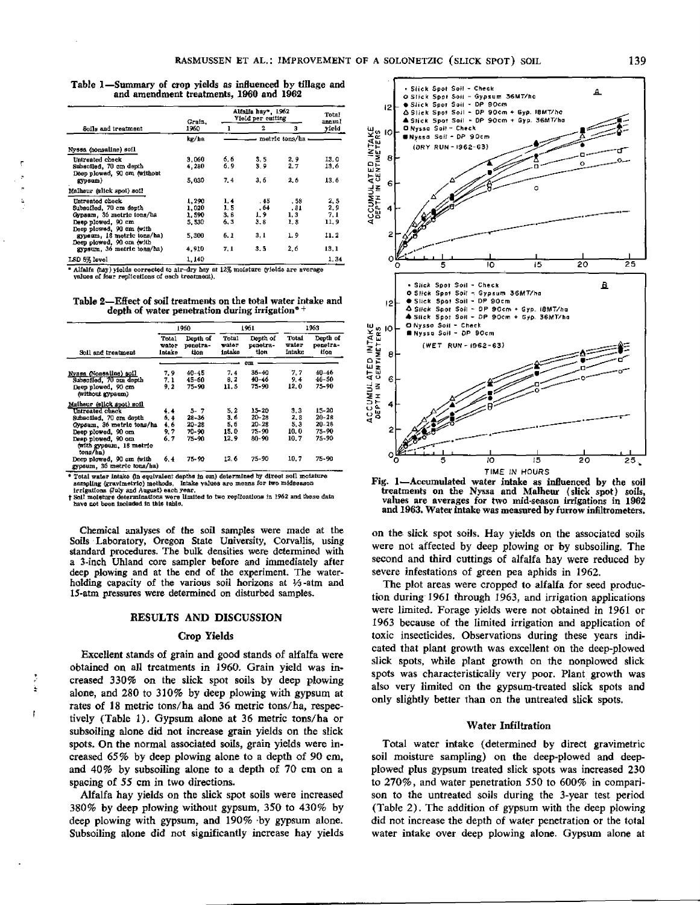Table 1—Summary of crop yields as influenced by tillage and and amendment treatments, 1960 and 1962

| Soils and treatment | Grain, 1960 | Alfalfa hay*, 1962 Yield per cutting 1 | 2 | 3 | Total annual yield |
|---|---|---|---|---|---|
| | kg/ha | metric tons/ha | | | |
| *Nyssa (nonsaline) soil* | | | | | |
| Untreated check | 3,060 | 6.6 | 3.5 | 2.9 | 13.0 |
| Subsoiled, 70 cm depth | 4,280 | 6.9 | 3.9 | 2.7 | 13.6 |
| Deep plowed, 90 cm (without gypsum) | 5,030 | 7.4 | 3.6 | 2.6 | 13.6 |
| *Malheur (slick spot) soil* | | | | | |
| Untreated check | 1,290 | 1.4 | .45 | .58 | 2.5 |
| Subsoiled, 70 cm depth | 1,020 | 1.5 | .64 | .81 | 2.9 |
| Gypsum, 36 metric tons/ha | 1,590 | 3.8 | 1.9 | 1.3 | 7.1 |
| Deep plowed, 90 cm | 5,530 | 6.3 | 3.8 | 1.8 | 11.9 |
| Deep plowed, 90 cm (with gypsum, 18 metric tons/ha) | 5,300 | 6.1 | 3.1 | 1.9 | 11.2 |
| Deep plowed, 90 cm (with gypsum, 36 metric tons/ha) | 4,910 | 7.1 | 3.5 | 2.6 | 13.1 |
| LSD 5% level | 1,140 | | | | 1.34 |

\* Alfalfa (hay) yields corrected to air-dry hay at 12% moisture (yields are average values of four replications of each treatment).

Table 2—Effect of soil treatments on the total water intake and depth of water penetration during irrigation* †

| Soil and treatment | 1960 Total water intake | 1960 Depth of penetration | 1961 Total water intake | 1961 Depth of penetration | 1963 Total water intake | 1963 Depth of penetration |
|---|---|---|---|---|---|---|
| | cm | | | | | |
| *Nyssa (Nonsaline) soil* | | | | | | |
| Subsoiled, 70 cm depth | 7.9 | 40-45 | 7.4 | 36-40 | 7.7 | 40-46 |
| | 7.1 | 45-60 | 8.2 | 40-46 | 9.4 | 46-50 |
| Deep plowed, 90 cm (without gypsum) | 9.2 | 75-90 | 11.5 | 75-90 | 12.0 | 75-90 |
| *Malheur (slick spot) soil* | | | | | | |
| Untreated check | 4.4 | 5- 7 | 5.2 | 15-20 | 3.3 | 15-20 |
| Subsoiled, 70 cm depth | 6.4 | 28-36 | 3.6 | 20-28 | 2.8 | 20-28 |
| Gypsum, 36 metric tons/ha | 4.6 | 20-28 | 5.6 | 20-28 | 5.3 | 20-28 |
| Deep plowed, 90 cm | 9.7 | 70-90 | 15.0 | 75-90 | 10.0 | 75-90 |
| Deep plowed, 90 cm (with gypsum, 18 metric tons/ha) | 6.7 | 75-90 | 12.9 | 80-90 | 10.7 | 75-90 |
| Deep plowed, 90 cm (with gypsum, 36 metric tons/ha) | 6.4 | 75-90 | 12.6 | 75-90 | 10.7 | 75-90 |

\* Total water intake (in equivalent depths in cm) determined by direct soil moisture sampling (gravimetric) methods. Intake values are means for two midseason irrigations (July and August) each year.
† Soil moisture determinations were limited to two replications in 1962 and these data have not been included in this table.

Chemical analyses of the soil samples were made at the Soils Laboratory, Oregon State University, Corvallis, using standard procedures. The bulk densities were determined with a 3-inch Uhland core sampler before and immediately after deep plowing and at the end of the experiment. The water-holding capacity of the various soil horizons at 1/3-atm and 15-atm pressures were determined on disturbed samples.

## RESULTS AND DISCUSSION

### Crop Yields

Excellent stands of grain and good stands of alfalfa were obtained on all treatments in 1960. Grain yield was increased 330% on the slick spot soils by deep plowing alone, and 280 to 310% by deep plowing with gypsum at rates of 18 metric tons/ha and 36 metric tons/ha, respectively (Table 1). Gypsum alone at 36 metric tons/ha or subsoiling alone did not increase grain yields on the slick spots. On the normal associated soils, grain yields were increased 65% by deep plowing alone to a depth of 90 cm, and 40% by subsoiling alone to a depth of 70 cm on a spacing of 55 cm in two directions.

Alfalfa hay yields on the slick spot soils were increased 380% by deep plowing without gypsum, 350 to 430% by deep plowing with gypsum, and 190% by gypsum alone. Subsoiling alone did not significantly increase hay yields on the slick spot soils. Hay yields on the associated soils were not affected by deep plowing or by subsoiling. The second and third cuttings of alfalfa hay were reduced by severe infestations of green pea aphids in 1962.

The plot areas were cropped to alfalfa for seed production during 1961 through 1963, and irrigation applications were limited. Forage yields were not obtained in 1961 or 1963 because of the limited irrigation and application of toxic insecticides. Observations during these years indicated that plant growth was excellent on the deep-plowed slick spots, while plant growth on the nonplowed slick spots was characteristically very poor. Plant growth was also very limited on the gypsum-treated slick spots and only slightly better than on the untreated slick spots.

Fig. 1—Accumulated water intake as influenced by the soil treatments on the Nyssa and Malheur (slick spot) soils, values are averages for two mid-season irrigations in 1962 and 1963. Water intake was measured by furrow infiltrometers.

### Water Infiltration

Total water intake (determined by direct gravimetric soil moisture sampling) on the deep-plowed and deep-plowed plus gypsum treated slick spots was increased 230 to 270%, and water penetration 550 to 600% in comparison to the untreated soils during the 3-year test period (Table 2). The addition of gypsum with the deep plowing did not increase the depth of water penetration or the total water intake over deep plowing alone. Gypsum alone at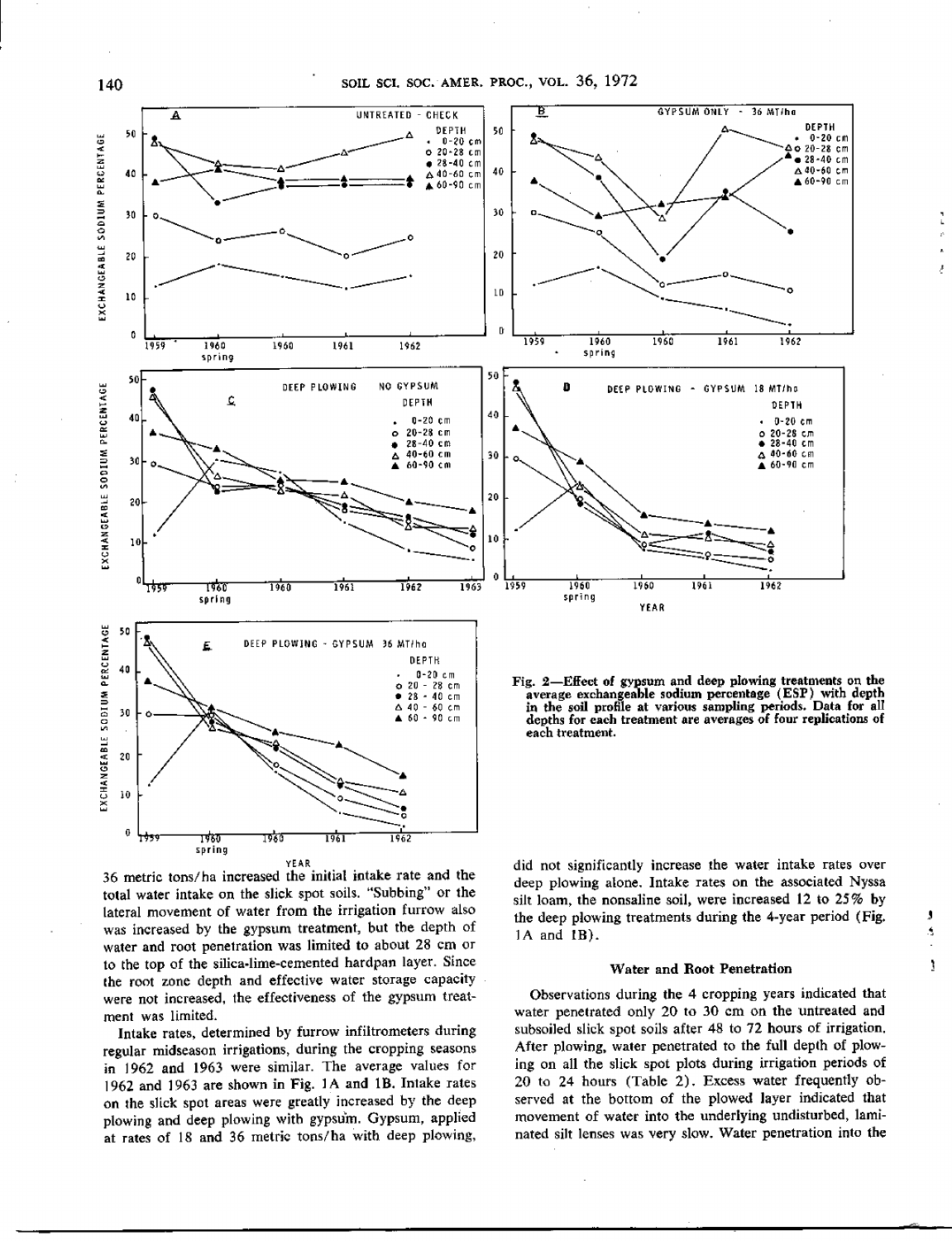Fig. 2—Effect of gypsum and deep plowing treatments on the average exchangeable sodium percentage (ESP) with depth in the soil profile at various sampling periods. Data for all depths for each treatment are averages of four replications of each treatment.

36 metric tons/ha increased the initial intake rate and the total water intake on the slick spot soils. "Subbing" or the lateral movement of water from the irrigation furrow also was increased by the gypsum treatment, but the depth of water and root penetration was limited to about 28 cm or to the top of the silica-lime-cemented hardpan layer. Since the root zone depth and effective water storage capacity were not increased, the effectiveness of the gypsum treatment was limited.

Intake rates, determined by furrow infiltrometers during regular midseason irrigations, during the cropping seasons in 1962 and 1963 were similar. The average values for 1962 and 1963 are shown in Fig. 1A and 1B. Intake rates on the slick spot areas were greatly increased by the deep plowing and deep plowing with gypsum. Gypsum, applied at rates of 18 and 36 metric tons/ha with deep plowing, did not significantly increase the water intake rates over deep plowing alone. Intake rates on the associated Nyssa silt loam, the nonsaline soil, were increased 12 to 25% by the deep plowing treatments during the 4-year period (Fig. 1A and 1B).

### Water and Root Penetration

Observations during the 4 cropping years indicated that water penetrated only 20 to 30 cm on the untreated and subsoiled slick spot soils after 48 to 72 hours of irrigation. After plowing, water penetrated to the full depth of plowing on all the slick spot plots during irrigation periods of 20 to 24 hours (Table 2). Excess water frequently observed at the bottom of the plowed layer indicated that movement of water into the underlying undisturbed, laminated silt lenses was very slow. Water penetration into the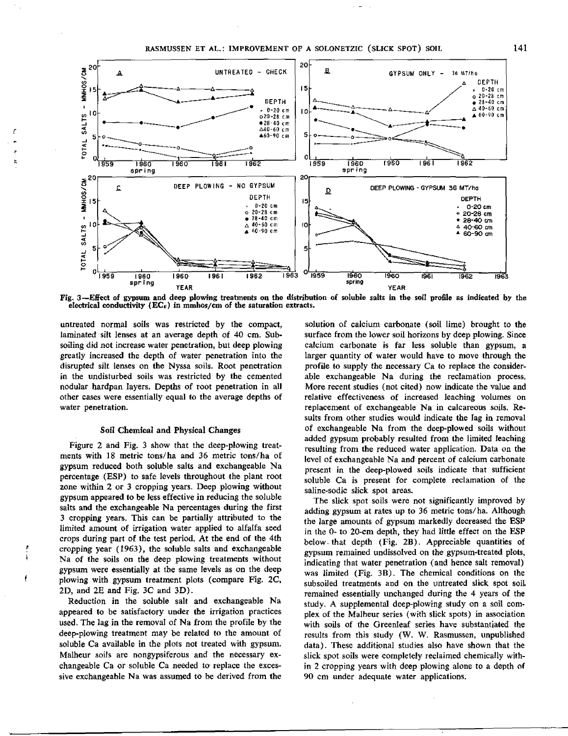Fig. 3—Effect of gypsum and deep plowing treatments on the distribution of soluble salts in the soil profile as indicated by the electrical conductivity ($EC_e$) in mmhos/cm of the saturation extracts.

untreated normal soils was restricted by the compact, laminated silt lenses at an average depth of 40 cm. Subsoiling did not increase water penetration, but deep plowing greatly increased the depth of water penetration into the disrupted silt lenses on the Nyssa soils. Root penetration in the undisturbed soils was restricted by the cemented nodular hardpan layers. Depths of root penetration in all other cases were essentially equal to the average depths of water penetration.

## Soil Chemical and Physical Changes

Figure 2 and Fig. 3 show that the deep-plowing treatments with 18 metric tons/ha and 36 metric tons/ha of gypsum reduced both soluble salts and exchangeable Na percentage (ESP) to safe levels throughout the plant root zone within 2 or 3 cropping years. Deep plowing without gypsum appeared to be less effective in reducing the soluble salts and the exchangeable Na percentages during the first 3 cropping years. This can be partially attributed to the limited amount of irrigation water applied to alfalfa seed crops during part of the test period. At the end of the 4th cropping year (1963), the soluble salts and exchangeable Na of the soils on the deep plowing treatments without gypsum were essentially at the same levels as on the deep plowing with gypsum treatment plots (compare Fig. 2C, 2D, and 2E and Fig. 3C and 3D).

Reduction in the soluble salt and exchangeable Na appeared to be satisfactory under the irrigation practices used. The lag in the removal of Na from the profile by the deep-plowing treatment may be related to the amount of soluble Ca available in the plots not treated with gypsum. Malheur soils are nongypsiferous and the necessary exchangeable Ca or soluble Ca needed to replace the excessive exchangeable Na was assumed to be derived from the solution of calcium carbonate (soil lime) brought to the surface from the lower soil horizons by deep plowing. Since calcium carbonate is far less soluble than gypsum, a larger quantity of water would have to move through the profile to supply the necessary Ca to replace the considerable exchangeable Na during the reclamation process. More recent studies (not cited) now indicate the value and relative effectiveness of increased leaching volumes on replacement of exchangeable Na in calcareous soils. Results from other studies would indicate the lag in removal of exchangeable Na from the deep-plowed soils without added gypsum probably resulted from the limited leaching resulting from the reduced water application. Data on the level of exchangeable Na and percent of calcium carbonate present in the deep-plowed soils indicate that sufficient soluble Ca is present for complete reclamation of the saline-sodic slick spot areas.

The slick spot soils were not significantly improved by adding gypsum at rates up to 36 metric tons/ha. Although the large amounts of gypsum markedly decreased the ESP in the 0- to 20-cm depth, they had little effect on the ESP below that depth (Fig. 2B). Appreciable quantities of gypsum remained undissolved on the gypsum-treated plots, indicating that water penetration (and hence salt removal) was limited (Fig. 3B). The chemical conditions on the subsoiled treatments and on the untreated slick spot soil remained essentially unchanged during the 4 years of the study. A supplemental deep-plowing study on a soil complex of the Malheur series (with slick spots) in association with soils of the Greenleaf series have substantiated the results from this study (W. W. Rasmussen, unpublished data). These additional studies also have shown that the slick spot soils were completely reclaimed chemically within 2 cropping years with deep plowing alone to a depth of 90 cm under adequate water applications.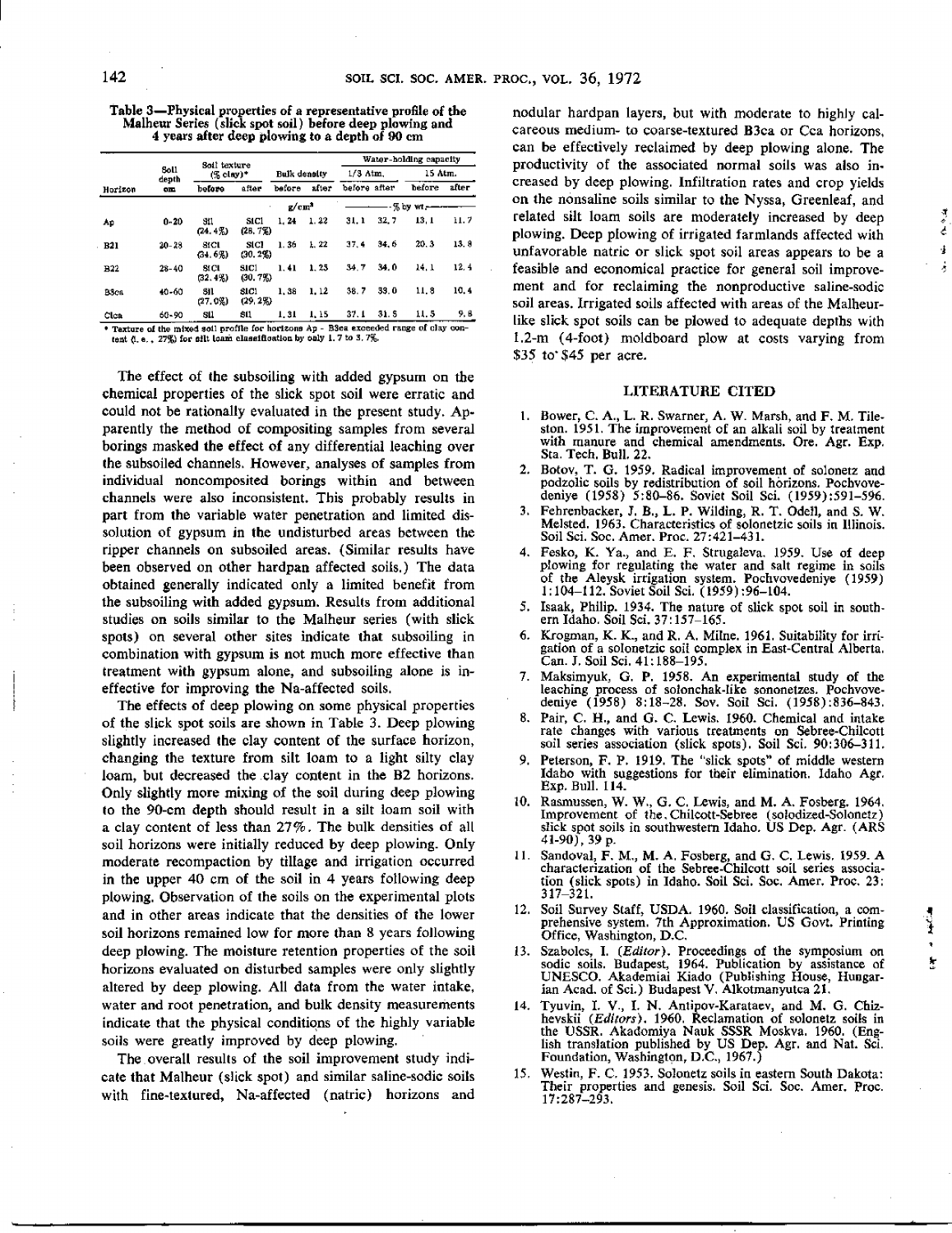Table 3—Physical properties of a representative profile of the Malheur Series (slick spot soil) before deep plowing and 4 years after deep plowing to a depth of 90 cm

| Horizon | Soil depth | Soil texture (% clay)* | | Bulk density | | Water-holding capacity | | | |
|---|---|---|---|---|---|---|---|---|---|
| | | | | | | 1/3 Atm. | | 15 Atm. | |
| | cm | before | after | before | after | before | after | before | after |
| | | | | g/cm³ | | % by wt | | | |
| Ap | 0-20 | SiL (24.4%) | SiCl (28.7%) | 1.24 | 1.22 | 31.1 | 32.7 | 13.1 | 11.7 |
| B21 | 20-28 | SiCl (34.6%) | SiCl (30.2%) | 1.36 | 1.22 | 37.4 | 34.6 | 20.3 | 13.8 |
| B22 | 28-40 | SiCl (32.4%) | SiCl (30.7%) | 1.41 | 1.25 | 34.7 | 34.0 | 14.1 | 12.4 |
| B3ca | 40-60 | SiL (27.0%) | SiCl (29.2%) | 1.38 | 1.12 | 38.7 | 33.0 | 11.8 | 10.4 |
| Cca | 60-90 | SiL | SiL | 1.31 | 1.15 | 37.1 | 31.5 | 11.5 | 9.8 |

\* Texture of the mixed soil profile for horizons Ap - B3ca exceeded range of clay content (i.e., 27%) for silt loam classification by only 1.7 to 3.7%.

The effect of the subsoiling with added gypsum on the chemical properties of the slick spot soil were erratic and could not be rationally evaluated in the present study. Apparently the method of compositing samples from several borings masked the effect of any differential leaching over the subsoiled channels. However, analyses of samples from individual noncomposited borings within and between channels were also inconsistent. This probably results in part from the variable water penetration and limited dissolution of gypsum in the undisturbed areas between the ripper channels on subsoiled areas. (Similar results have been observed on other hardpan affected soils.) The data obtained generally indicated only a limited benefit from the subsoiling with added gypsum. Results from additional studies on soils similar to the Malheur series (with slick spots) on several other sites indicate that subsoiling in combination with gypsum is not much more effective than treatment with gypsum alone, and subsoiling alone is ineffective for improving the Na-affected soils.

The effects of deep plowing on some physical properties of the slick spot soils are shown in Table 3. Deep plowing slightly increased the clay content of the surface horizon, changing the texture from silt loam to a light silty clay loam, but decreased the clay content in the B2 horizons. Only slightly more mixing of the soil during deep plowing to the 90-cm depth should result in a silt loam soil with a clay content of less than 27%. The bulk densities of all soil horizons were initially reduced by deep plowing. Only moderate recompaction by tillage and irrigation occurred in the upper 40 cm of the soil in 4 years following deep plowing. Observation of the soils on the experimental plots and in other areas indicate that the densities of the lower soil horizons remained low for more than 8 years following deep plowing. The moisture retention properties of the soil horizons evaluated on disturbed samples were only slightly altered by deep plowing. All data from the water intake, water and root penetration, and bulk density measurements indicate that the physical conditions of the highly variable soils were greatly improved by deep plowing.

The overall results of the soil improvement study indicate that Malheur (slick spot) and similar saline-sodic soils with fine-textured, Na-affected (natric) horizons and nodular hardpan layers, but with moderate to highly calcareous medium- to coarse-textured B3ca or Cca horizons, can be effectively reclaimed by deep plowing alone. The productivity of the associated normal soils was also increased by deep plowing. Infiltration rates and crop yields on the nonsaline soils similar to the Nyssa, Greenleaf, and related silt loam soils are moderately increased by deep plowing. Deep plowing of irrigated farmlands affected with unfavorable natric or slick spot soil areas appears to be a feasible and economical practice for general soil improvement and for reclaiming the nonproductive saline-sodic soil areas. Irrigated soils affected with areas of the Malheur-like slick spot soils can be plowed to adequate depths with 1.2-m (4-foot) moldboard plow at costs varying from $35 to $45 per acre.

## LITERATURE CITED

1. Bower, C. A., L. R. Swarner, A. W. Marsh, and F. M. Tileston. 1951. The improvement of an alkali soil by treatment with manure and chemical amendments. Ore. Agr. Exp. Sta. Tech. Bull. 22.
2. Botov, T. G. 1959. Radical improvement of solonetz and podzolic soils by redistribution of soil horizons. Pochvovedeniye (1958) 5:80–86. Soviet Soil Sci. (1959):591–596.
3. Fehrenbacker, J. B., L. P. Wilding, R. T. Odell, and S. W. Melsted. 1963. Characteristics of solonetzic soils in Illinois. Soil Sci. Soc. Amer. Proc. 27:421–431.
4. Fesko, K. Ya., and E. F. Strugaleva. 1959. Use of deep plowing for regulating the water and salt regime in soils of the Aleysk irrigation system. Pochvovedeniye (1959) 1:104–112. Soviet Soil Sci. (1959):96–104.
5. Isaak, Philip. 1934. The nature of slick spot soil in southern Idaho. Soil Sci. 37:157–165.
6. Krogman, K. K., and R. A. Milne. 1961. Suitability for irrigation of a solonetzic soil complex in East-Central Alberta. Can. J. Soil Sci. 41:188–195.
7. Maksimyuk, G. P. 1958. An experimental study of the leaching process of solonchak-like sononetzes. Pochvovedeniye (1958) 8:18–28. Sov. Soil Sci. (1958):836–843.
8. Pair, C. H., and G. C. Lewis. 1960. Chemical and intake rate changes with various treatments on Sebree-Chilcott soil series association (slick spots). Soil Sci. 90:306–311.
9. Peterson, F. P. 1919. The "slick spots" of middle western Idaho with suggestions for their elimination. Idaho Agr. Exp. Bull. 114.
10. Rasmussen, W. W., G. C. Lewis, and M. A. Fosberg. 1964. Improvement of the Chilcott-Sebree (solodized-Solonetz) slick spot soils in southwestern Idaho. US Dep. Agr. (ARS 41-90), 39 p.
11. Sandoval, F. M., M. A. Fosberg, and G. C. Lewis. 1959. A characterization of the Sebree-Chilcott soil series association (slick spots) in Idaho. Soil Sci. Soc. Amer. Proc. 23: 317–321.
12. Soil Survey Staff, USDA. 1960. Soil classification, a comprehensive system. 7th Approximation. US Govt. Printing Office, Washington, D.C.
13. Szabolcs, I. (*Editor*). Proceedings of the symposium on sodic soils. Budapest, 1964. Publication by assistance of UNESCO. Akademiai Kiado (Publishing House, Hungarian Acad. of Sci.) Budapest V. Alkotmanyutca 21.
14. Tyuvin, I. V., I. N. Antipov-Karataev, and M. G. Chizhevskii (*Editors*). 1960. Reclamation of solonetz soils in the USSR. Akadomiya Nauk SSSR Moskva. 1960. (English translation published by US Dep. Agr. and Nat. Sci. Foundation, Washington, D.C., 1967.)
15. Westin, F. C. 1953. Solonetz soils in eastern South Dakota: Their properties and genesis. Soil Sci. Soc. Amer. Proc. 17:287–293.